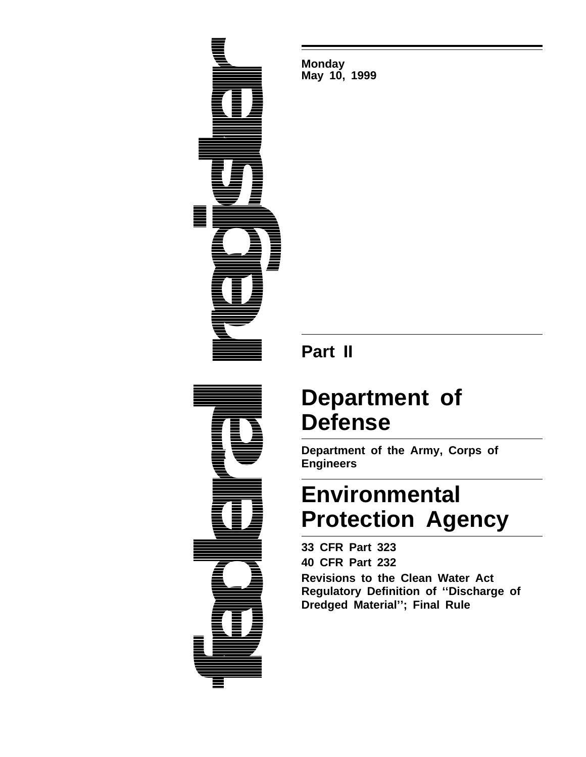Monday
May 10, 1999

## Part II

# Department of Defense

**Department of the Army, Corps of Engineers**

# Environmental Protection Agency

**33 CFR Part 323**

**40 CFR Part 232**

**Revisions to the Clean Water Act Regulatory Definition of ''Discharge of Dredged Material''; Final Rule**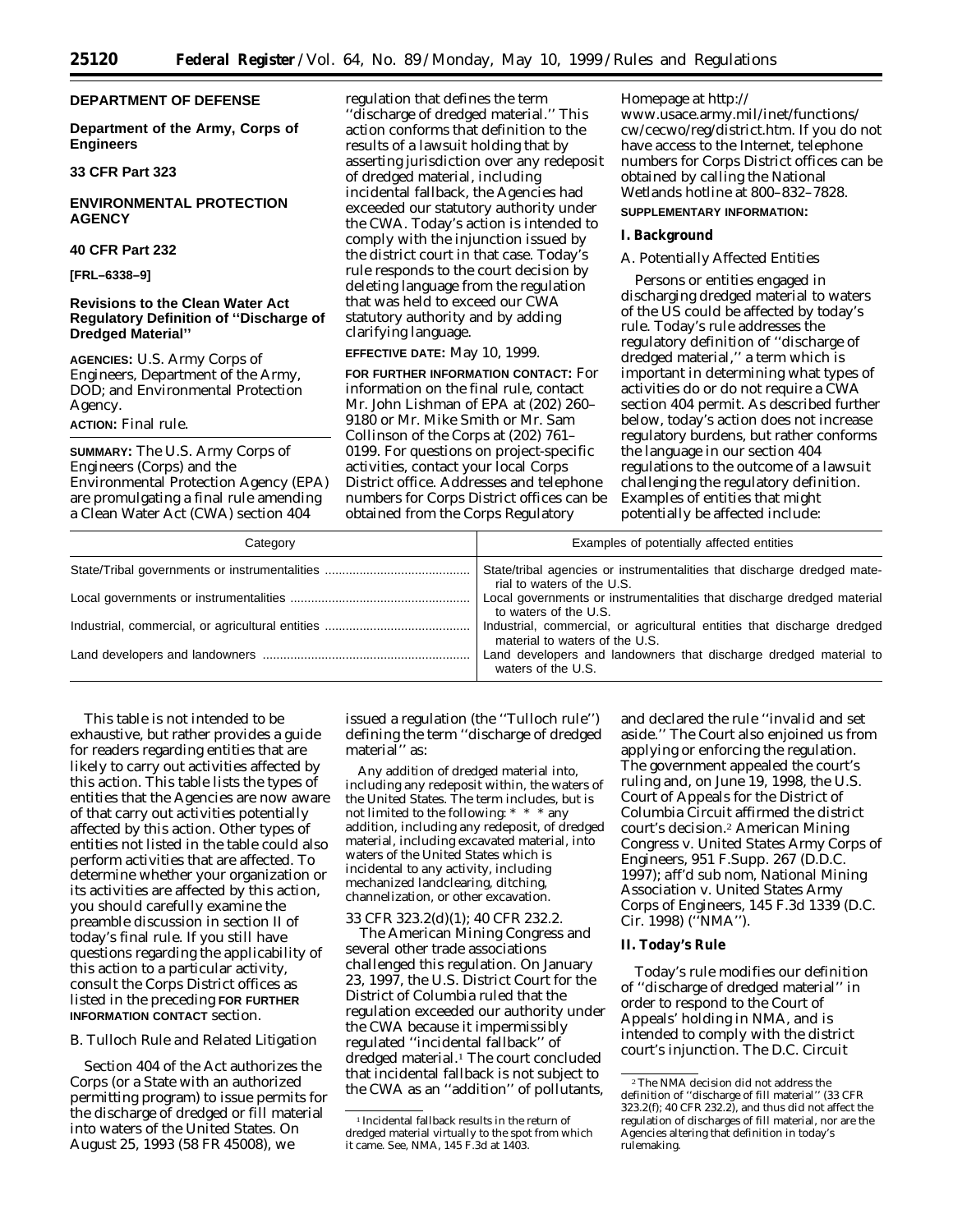**DEPARTMENT OF DEFENSE**

**Department of the Army, Corps of Engineers**

**33 CFR Part 323**

**ENVIRONMENTAL PROTECTION AGENCY**

**40 CFR Part 232**

**[FRL–6338–9]**

## Revisions to the Clean Water Act Regulatory Definition of ''Discharge of Dredged Material''

**AGENCIES:** U.S. Army Corps of Engineers, Department of the Army, DOD; and Environmental Protection Agency.

**ACTION:** Final rule.

**SUMMARY:** The U.S. Army Corps of Engineers (Corps) and the Environmental Protection Agency (EPA) are promulgating a final rule amending a Clean Water Act (CWA) section 404 regulation that defines the term ''discharge of dredged material.'' This action conforms that definition to the results of a lawsuit holding that by asserting jurisdiction over any redeposit of dredged material, including incidental fallback, the Agencies had exceeded our statutory authority under the CWA. Today's action is intended to comply with the injunction issued by the district court in that case. Today's rule responds to the court decision by deleting language from the regulation that was held to exceed our CWA statutory authority and by adding clarifying language.

**EFFECTIVE DATE:** May 10, 1999.

**FOR FURTHER INFORMATION CONTACT:** For information on the final rule, contact Mr. John Lishman of EPA at (202) 260–9180 or Mr. Mike Smith or Mr. Sam Collinson of the Corps at (202) 761–0199. For questions on project-specific activities, contact your local Corps District office. Addresses and telephone numbers for Corps District offices can be obtained from the Corps Regulatory Homepage at http://www.usace.army.mil/inet/functions/cw/cecwo/reg/district.htm. If you do not have access to the Internet, telephone numbers for Corps District offices can be obtained by calling the National Wetlands hotline at 800–832–7828.

**SUPPLEMENTARY INFORMATION:**

### I. Background

*A. Potentially Affected Entities*

Persons or entities engaged in discharging dredged material to waters of the US could be affected by today's rule. Today's rule addresses the regulatory definition of ''discharge of dredged material,'' a term which is important in determining what types of activities do or do not require a CWA section 404 permit. As described further below, today's action does not increase regulatory burdens, but rather conforms the language in our section 404 regulations to the outcome of a lawsuit challenging the regulatory definition. Examples of entities that might potentially be affected include:

| Category | Examples of potentially affected entities |
|---|---|
| State/Tribal governments or instrumentalities | State/tribal agencies or instrumentalities that discharge dredged material to waters of the U.S. |
| Local governments or instrumentalities | Local governments or instrumentalities that discharge dredged material to waters of the U.S. |
| Industrial, commercial, or agricultural entities | Industrial, commercial, or agricultural entities that discharge dredged material to waters of the U.S. |
| Land developers and landowners | Land developers and landowners that discharge dredged material to waters of the U.S. |

This table is not intended to be exhaustive, but rather provides a guide for readers regarding entities that are likely to carry out activities affected by this action. This table lists the types of entities that the Agencies are now aware of that carry out activities potentially affected by this action. Other types of entities not listed in the table could also perform activities that are affected. To determine whether your organization or its activities are affected by this action, you should carefully examine the preamble discussion in section II of today's final rule. If you still have questions regarding the applicability of this action to a particular activity, consult the Corps District offices as listed in the preceding **FOR FURTHER INFORMATION CONTACT** section.

*B. Tulloch Rule and Related Litigation*

Section 404 of the Act authorizes the Corps (or a State with an authorized permitting program) to issue permits for the discharge of dredged or fill material into waters of the United States. On August 25, 1993 (58 FR 45008), we issued a regulation (the ''Tulloch rule'') defining the term ''discharge of dredged material'' as:

> Any addition of dredged material into, including any redeposit within, the waters of the United States. The term includes, but is not limited to the following: * * * any addition, including any redeposit, of dredged material, including excavated material, into waters of the United States which is incidental to any activity, including mechanized landclearing, ditching, channelization, or other excavation.

33 CFR 323.2(d)(1); 40 CFR 232.2.

The American Mining Congress and several other trade associations challenged this regulation. On January 23, 1997, the U.S. District Court for the District of Columbia ruled that the regulation exceeded our authority under the CWA because it impermissibly regulated ''incidental fallback'' of dredged material.[1] The court concluded that incidental fallback is not subject to the CWA as an ''addition'' of pollutants, and declared the rule ''invalid and set aside.'' The Court also enjoined us from applying or enforcing the regulation. The government appealed the court's ruling and, on June 19, 1998, the U.S. Court of Appeals for the District of Columbia Circuit affirmed the district court's decision.[2] *American Mining Congress* v. *United States Army Corps of Engineers*, 951 F.Supp. 267 (D.D.C. 1997); *aff'd sub nom*, *National Mining Association* v. *United States Army Corps of Engineers*, 145 F.3d 1339 (D.C. Cir. 1998) (''*NMA*'').

### II. Today's Rule

Today's rule modifies our definition of ''discharge of dredged material'' in order to respond to the Court of Appeals' holding in *NMA*, and is intended to comply with the district court's injunction. The D.C. Circuit

[1] Incidental fallback results in the return of dredged material virtually to the spot from which it came. See, *NMA*, 145 F.3d at 1403.

[2] The *NMA* decision did not address the definition of ''discharge of fill material'' (33 CFR 323.2(f); 40 CFR 232.2), and thus did not affect the regulation of discharges of fill material, nor are the Agencies altering that definition in today's rulemaking.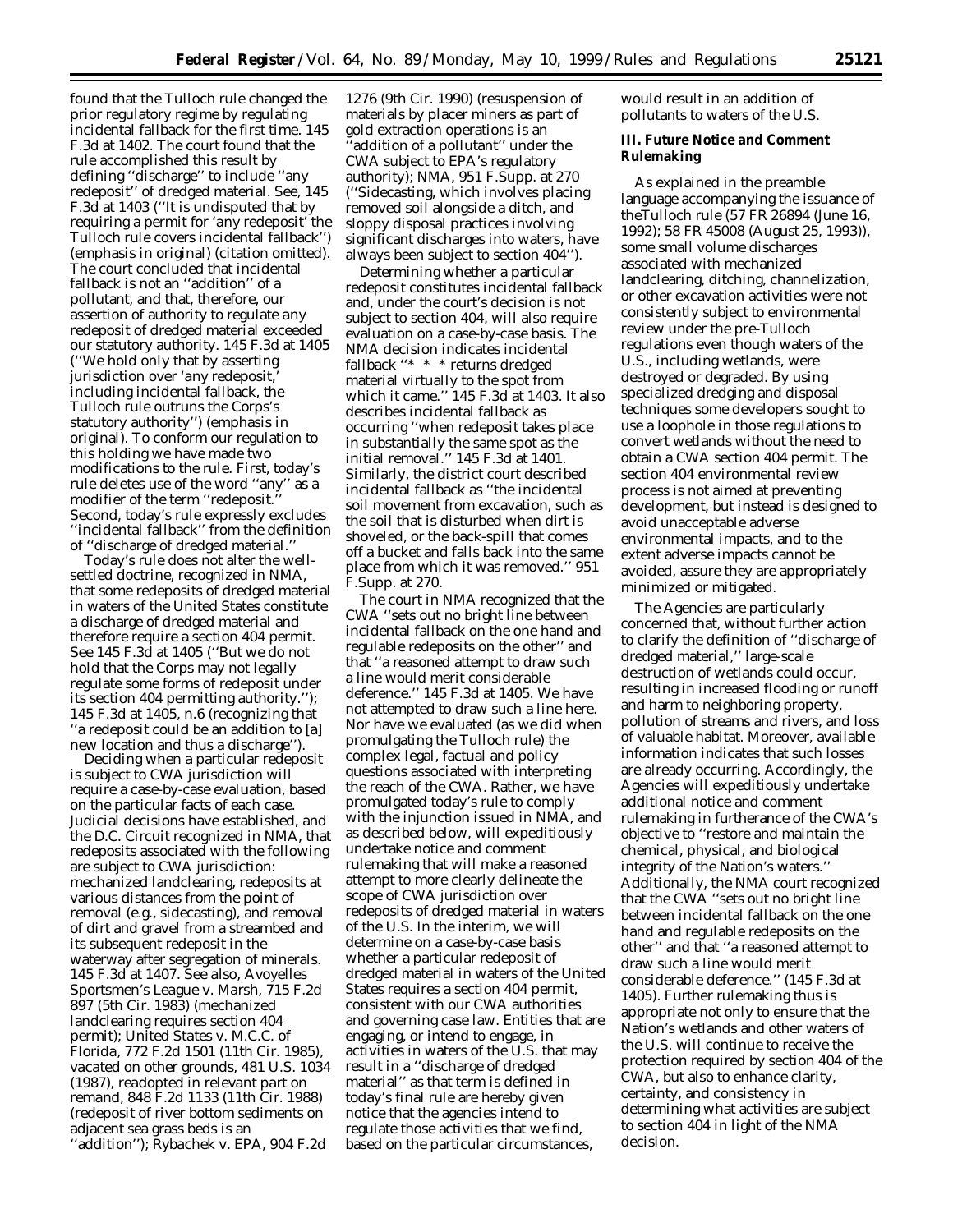found that the Tulloch rule changed the prior regulatory regime by regulating incidental fallback for the first time. 145 F.3d at 1402. The court found that the rule accomplished this result by defining ''discharge'' to include ''any redeposit'' of dredged material. See, 145 F.3d at 1403 (''It is undisputed that by requiring a permit for 'any redeposit' the Tulloch rule covers incidental fallback'') (emphasis in original) (citation omitted). The court concluded that incidental fallback is not an ''addition'' of a pollutant, and that, therefore, our assertion of authority to regulate any redeposit of dredged material exceeded our statutory authority. 145 F.3d at 1405 (''We hold only that by asserting jurisdiction over 'any redeposit,' including incidental fallback, the Tulloch rule outruns the Corps's statutory authority'') (emphasis in original). To conform our regulation to this holding we have made two modifications to the rule. First, today's rule deletes use of the word ''any'' as a modifier of the term ''redeposit.'' Second, today's rule expressly excludes ''incidental fallback'' from the definition of ''discharge of dredged material.''

Today's rule does not alter the well-settled doctrine, recognized in NMA, that some redeposits of dredged material in waters of the United States constitute a discharge of dredged material and therefore require a section 404 permit. See 145 F.3d at 1405 (''But we do not hold that the Corps may not legally regulate some forms of redeposit under its section 404 permitting authority.''); 145 F.3d at 1405, n.6 (recognizing that ''a redeposit could be an addition to [a] new location and thus a discharge'').

Deciding when a particular redeposit is subject to CWA jurisdiction will require a case-by-case evaluation, based on the particular facts of each case. Judicial decisions have established, and the D.C. Circuit recognized in NMA, that redeposits associated with the following are subject to CWA jurisdiction: mechanized landclearing, redeposits at various distances from the point of removal (e.g., sidecasting), and removal of dirt and gravel from a streambed and its subsequent redeposit in the waterway after segregation of minerals. 145 F.3d at 1407. See also, *Avoyelles Sportsmen's League* v. *Marsh,* 715 F.2d 897 (5th Cir. 1983) (mechanized landclearing requires section 404 permit); *United States* v. *M.C.C. of Florida,* 772 F.2d 1501 (11th Cir. 1985), vacated on other grounds, 481 U.S. 1034 (1987), readopted in relevant part on remand, 848 F.2d 1133 (11th Cir. 1988) (redeposit of river bottom sediments on adjacent sea grass beds is an ''addition''); *Rybachek* v. *EPA,* 904 F.2d 1276 (9th Cir. 1990) (resuspension of materials by placer miners as part of gold extraction operations is an ''addition of a pollutant'' under the CWA subject to EPA's regulatory authority); NMA, 951 F.Supp. at 270 (''Sidecasting, which involves placing removed soil alongside a ditch, and sloppy disposal practices involving significant discharges into waters, have always been subject to section 404'').

Determining whether a particular redeposit constitutes incidental fallback and, under the court's decision is not subject to section 404, will also require evaluation on a case-by-case basis. The NMA decision indicates incidental fallback ''* * * returns dredged material virtually to the spot from which it came.'' 145 F.3d at 1403. It also describes incidental fallback as occurring ''when redeposit takes place in substantially the same spot as the initial removal.'' 145 F.3d at 1401. Similarly, the district court described incidental fallback as ''the incidental soil movement from excavation, such as the soil that is disturbed when dirt is shoveled, or the back-spill that comes off a bucket and falls back into the same place from which it was removed.'' 951 F.Supp. at 270.

The court in NMA recognized that the CWA ''sets out no bright line between incidental fallback on the one hand and regulable redeposits on the other'' and that ''a reasoned attempt to draw such a line would merit considerable deference.'' 145 F.3d at 1405. We have not attempted to draw such a line here. Nor have we evaluated (as we did when promulgating the Tulloch rule) the complex legal, factual and policy questions associated with interpreting the reach of the CWA. Rather, we have promulgated today's rule to comply with the injunction issued in NMA, and as described below, will expeditiously undertake notice and comment rulemaking that will make a reasoned attempt to more clearly delineate the scope of CWA jurisdiction over redeposits of dredged material in waters of the U.S. In the interim, we will determine on a case-by-case basis whether a particular redeposit of dredged material in waters of the United States requires a section 404 permit, consistent with our CWA authorities and governing case law. Entities that are engaging, or intend to engage, in activities in waters of the U.S. that may result in a ''discharge of dredged material'' as that term is defined in today's final rule are hereby given notice that the agencies intend to regulate those activities that we find, based on the particular circumstances, would result in an addition of pollutants to waters of the U.S.

## III. Future Notice and Comment Rulemaking

As explained in the preamble language accompanying the issuance of theTulloch rule (57 FR 26894 (June 16, 1992); 58 FR 45008 (August 25, 1993)), some small volume discharges associated with mechanized landclearing, ditching, channelization, or other excavation activities were not consistently subject to environmental review under the pre-Tulloch regulations even though waters of the U.S., including wetlands, were destroyed or degraded. By using specialized dredging and disposal techniques some developers sought to use a loophole in those regulations to convert wetlands without the need to obtain a CWA section 404 permit. The section 404 environmental review process is not aimed at preventing development, but instead is designed to avoid unacceptable adverse environmental impacts, and to the extent adverse impacts cannot be avoided, assure they are appropriately minimized or mitigated.

The Agencies are particularly concerned that, without further action to clarify the definition of ''discharge of dredged material,'' large-scale destruction of wetlands could occur, resulting in increased flooding or runoff and harm to neighboring property, pollution of streams and rivers, and loss of valuable habitat. Moreover, available information indicates that such losses are already occurring. Accordingly, the Agencies will expeditiously undertake additional notice and comment rulemaking in furtherance of the CWA's objective to ''restore and maintain the chemical, physical, and biological integrity of the Nation's waters.'' Additionally, the NMA court recognized that the CWA ''sets out no bright line between incidental fallback on the one hand and regulable redeposits on the other'' and that ''a reasoned attempt to draw such a line would merit considerable deference.'' (145 F.3d at 1405). Further rulemaking thus is appropriate not only to ensure that the Nation's wetlands and other waters of the U.S. will continue to receive the protection required by section 404 of the CWA, but also to enhance clarity, certainty, and consistency in determining what activities are subject to section 404 in light of the NMA decision.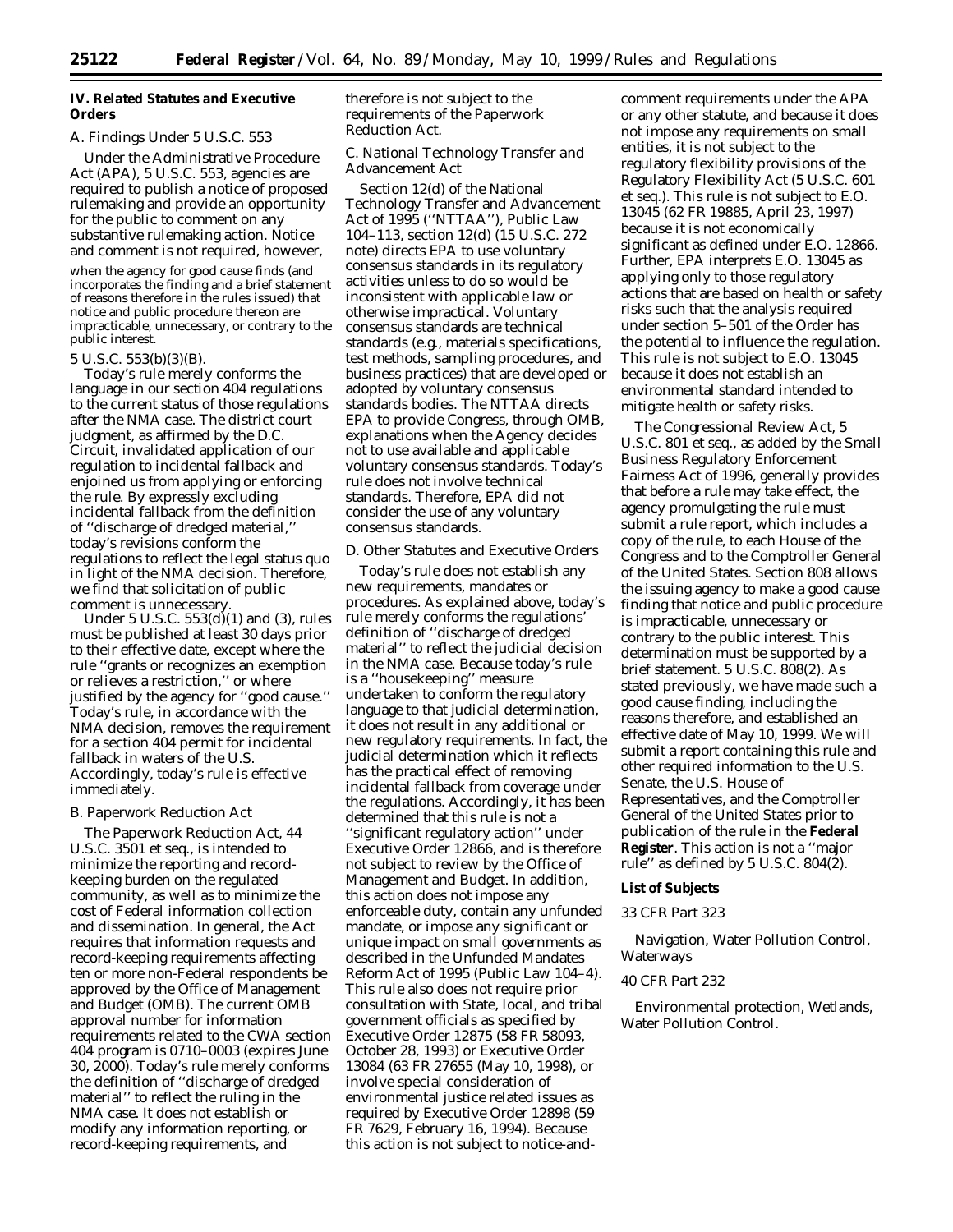## IV. Related Statutes and Executive Orders

### A. Findings Under 5 U.S.C. 553

Under the Administrative Procedure Act (APA), 5 U.S.C. 553, agencies are required to publish a notice of proposed rulemaking and provide an opportunity for the public to comment on any substantive rulemaking action. Notice and comment is not required, however,

> when the agency for good cause finds (and incorporates the finding and a brief statement of reasons therefore in the rules issued) that notice and public procedure thereon are impracticable, unnecessary, or contrary to the public interest.

5 U.S.C. 553(b)(3)(B).

Today's rule merely conforms the language in our section 404 regulations to the current status of those regulations after the NMA case. The district court judgment, as affirmed by the D.C. Circuit, invalidated application of our regulation to incidental fallback and enjoined us from applying or enforcing the rule. By expressly excluding incidental fallback from the definition of ''discharge of dredged material,'' today's revisions conform the regulations to reflect the legal status quo in light of the NMA decision. Therefore, we find that solicitation of public comment is unnecessary.

Under 5 U.S.C. 553(d)(1) and (3), rules must be published at least 30 days prior to their effective date, except where the rule ''grants or recognizes an exemption or relieves a restriction,'' or where justified by the agency for ''good cause.'' Today's rule, in accordance with the NMA decision, removes the requirement for a section 404 permit for incidental fallback in waters of the U.S. Accordingly, today's rule is effective immediately.

### B. Paperwork Reduction Act

The Paperwork Reduction Act, 44 U.S.C. 3501 et seq., is intended to minimize the reporting and record-keeping burden on the regulated community, as well as to minimize the cost of Federal information collection and dissemination. In general, the Act requires that information requests and record-keeping requirements affecting ten or more non-Federal respondents be approved by the Office of Management and Budget (OMB). The current OMB approval number for information requirements related to the CWA section 404 program is 0710–0003 (expires June 30, 2000). Today's rule merely conforms the definition of ''discharge of dredged material'' to reflect the ruling in the NMA case. It does not establish or modify any information reporting, or record-keeping requirements, and therefore is not subject to the requirements of the Paperwork Reduction Act.

### C. National Technology Transfer and Advancement Act

Section 12(d) of the National Technology Transfer and Advancement Act of 1995 (''NTTAA''), Public Law 104–113, section 12(d) (15 U.S.C. 272 note) directs EPA to use voluntary consensus standards in its regulatory activities unless to do so would be inconsistent with applicable law or otherwise impractical. Voluntary consensus standards are technical standards (e.g., materials specifications, test methods, sampling procedures, and business practices) that are developed or adopted by voluntary consensus standards bodies. The NTTAA directs EPA to provide Congress, through OMB, explanations when the Agency decides not to use available and applicable voluntary consensus standards. Today's rule does not involve technical standards. Therefore, EPA did not consider the use of any voluntary consensus standards.

### D. Other Statutes and Executive Orders

Today's rule does not establish any new requirements, mandates or procedures. As explained above, today's rule merely conforms the regulations' definition of ''discharge of dredged material'' to reflect the judicial decision in the NMA case. Because today's rule is a ''housekeeping'' measure undertaken to conform the regulatory language to that judicial determination, it does not result in any additional or new regulatory requirements. In fact, the judicial determination which it reflects has the practical effect of removing incidental fallback from coverage under the regulations. Accordingly, it has been determined that this rule is not a ''significant regulatory action'' under Executive Order 12866, and is therefore not subject to review by the Office of Management and Budget. In addition, this action does not impose any enforceable duty, contain any unfunded mandate, or impose any significant or unique impact on small governments as described in the Unfunded Mandates Reform Act of 1995 (Public Law 104–4). This rule also does not require prior consultation with State, local, and tribal government officials as specified by Executive Order 12875 (58 FR 58093, October 28, 1993) or Executive Order 13084 (63 FR 27655 (May 10, 1998), or involve special consideration of environmental justice related issues as required by Executive Order 12898 (59 FR 7629, February 16, 1994). Because this action is not subject to notice-and-comment requirements under the APA or any other statute, and because it does not impose any requirements on small entities, it is not subject to the regulatory flexibility provisions of the Regulatory Flexibility Act (5 U.S.C. 601 et seq.). This rule is not subject to E.O. 13045 (62 FR 19885, April 23, 1997) because it is not economically significant as defined under E.O. 12866. Further, EPA interprets E.O. 13045 as applying only to those regulatory actions that are based on health or safety risks such that the analysis required under section 5–501 of the Order has the potential to influence the regulation. This rule is not subject to E.O. 13045 because it does not establish an environmental standard intended to mitigate health or safety risks.

The Congressional Review Act, 5 U.S.C. 801 et seq., as added by the Small Business Regulatory Enforcement Fairness Act of 1996, generally provides that before a rule may take effect, the agency promulgating the rule must submit a rule report, which includes a copy of the rule, to each House of the Congress and to the Comptroller General of the United States. Section 808 allows the issuing agency to make a good cause finding that notice and public procedure is impracticable, unnecessary or contrary to the public interest. This determination must be supported by a brief statement. 5 U.S.C. 808(2). As stated previously, we have made such a good cause finding, including the reasons therefore, and established an effective date of May 10, 1999. We will submit a report containing this rule and other required information to the U.S. Senate, the U.S. House of Representatives, and the Comptroller General of the United States prior to publication of the rule in the **Federal Register**. This action is not a ''major rule'' as defined by 5 U.S.C. 804(2).

**List of Subjects**

*33 CFR Part 323*

Navigation, Water Pollution Control, Waterways

*40 CFR Part 232*

Environmental protection, Wetlands, Water Pollution Control.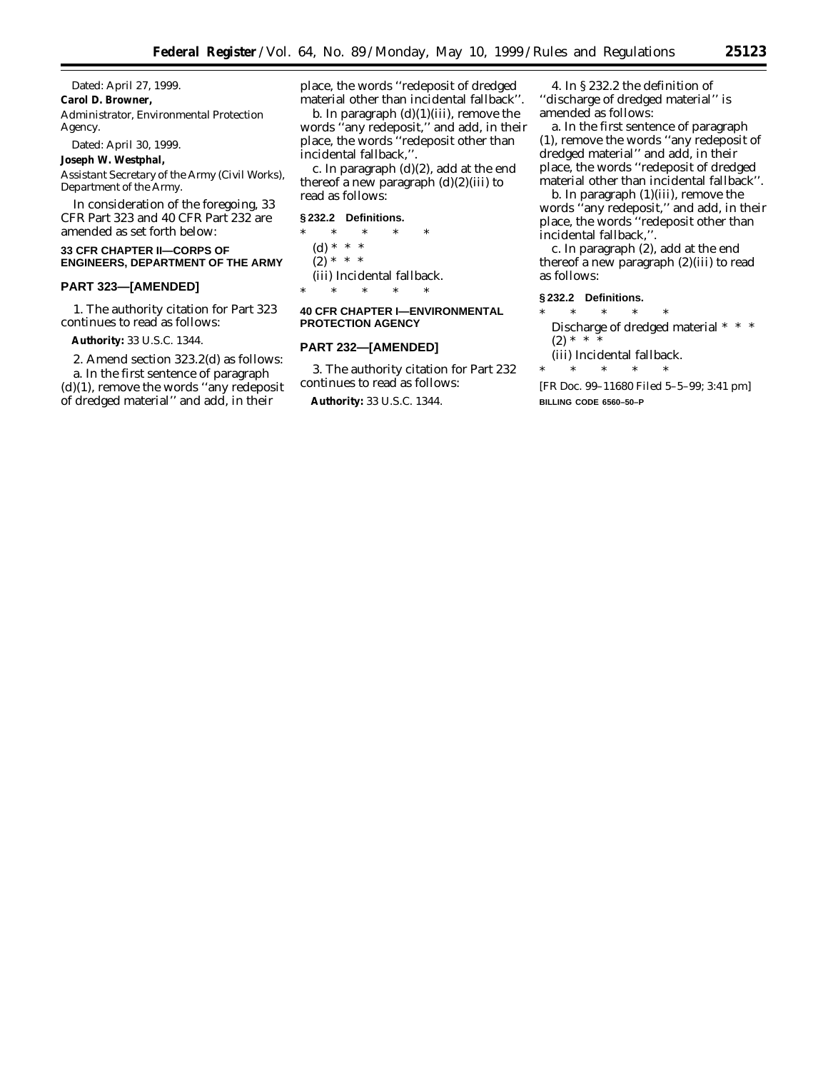Dated: April 27, 1999.

**Carol D. Browner,**

*Administrator, Environmental Protection Agency.*

Dated: April 30, 1999.

**Joseph W. Westphal,**

*Assistant Secretary of the Army (Civil Works), Department of the Army.*

In consideration of the foregoing, 33 CFR Part 323 and 40 CFR Part 232 are amended as set forth below:

### 33 CFR CHAPTER II—CORPS OF ENGINEERS, DEPARTMENT OF THE ARMY

## PART 323—[AMENDED]

1. The authority citation for Part 323 continues to read as follows:

**Authority:** 33 U.S.C. 1344.

2. Amend section 323.2(d) as follows:

a. In the first sentence of paragraph (d)(1), remove the words ''any redeposit of dredged material'' and add, in their place, the words ''redeposit of dredged material other than incidental fallback''.

b. In paragraph (d)(1)(iii), remove the words ''any redeposit,'' and add, in their place, the words ''redeposit other than incidental fallback,''.

c. In paragraph (d)(2), add at the end thereof a new paragraph (d)(2)(iii) to read as follows:

### § 232.2 Definitions.

\*     \*     \*     \*     \*

(d) \* \* \*

(2) \* \* \*

(iii) Incidental fallback.

\*     \*     \*     \*     \*

### 40 CFR CHAPTER I—ENVIRONMENTAL PROTECTION AGENCY

## PART 232—[AMENDED]

3. The authority citation for Part 232 continues to read as follows:

**Authority:** 33 U.S.C. 1344.

4. In § 232.2 the definition of ''discharge of dredged material'' is amended as follows:

a. In the first sentence of paragraph (1), remove the words ''any redeposit of dredged material'' and add, in their place, the words ''redeposit of dredged material other than incidental fallback''.

b. In paragraph (1)(iii), remove the words ''any redeposit,'' and add, in their place, the words ''redeposit other than incidental fallback,''.

c. In paragraph (2), add at the end thereof a new paragraph (2)(iii) to read as follows:

### § 232.2 Definitions.

\*     \*     \*     \*     \*

Discharge of dredged material \* \* \*

(2) \* \* \*

(iii) Incidental fallback.

\*     \*     \*     \*     \*

[FR Doc. 99–11680 Filed 5–5–99; 3:41 pm]

BILLING CODE 6560–50–P